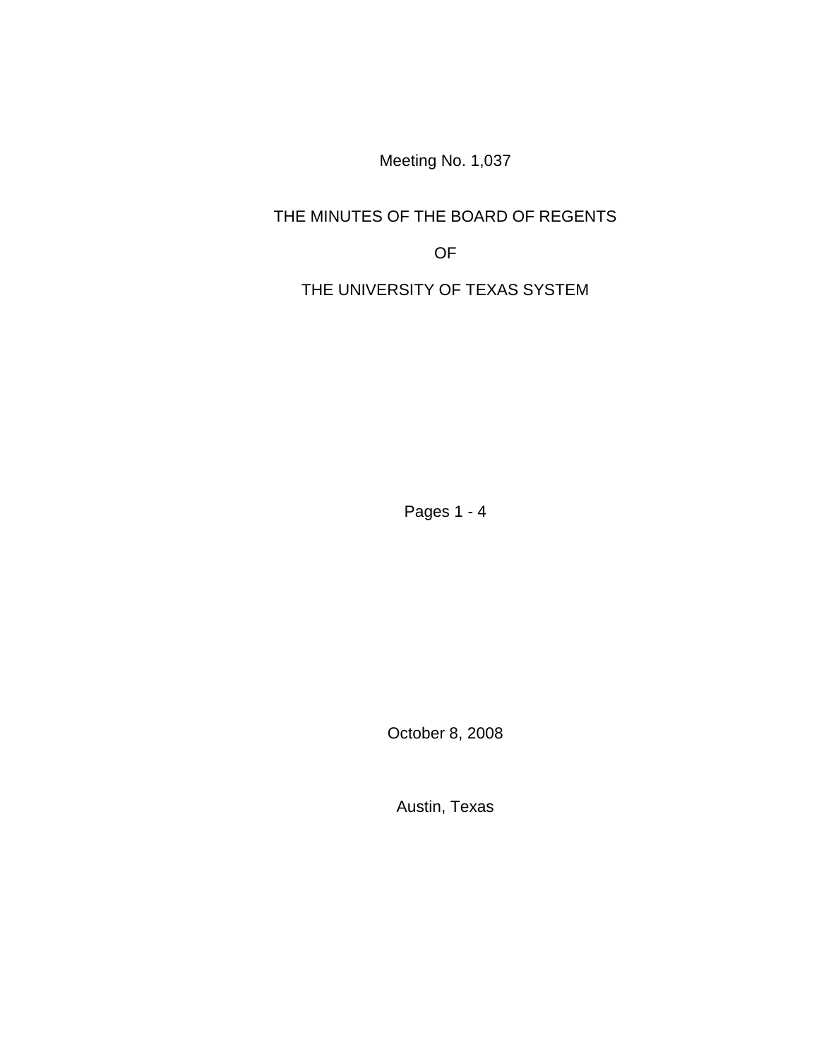Meeting No. 1,037

# THE MINUTES OF THE BOARD OF REGENTS

# OF

# THE UNIVERSITY OF TEXAS SYSTEM

Pages 1 - 4

October 8, 2008

Austin, Texas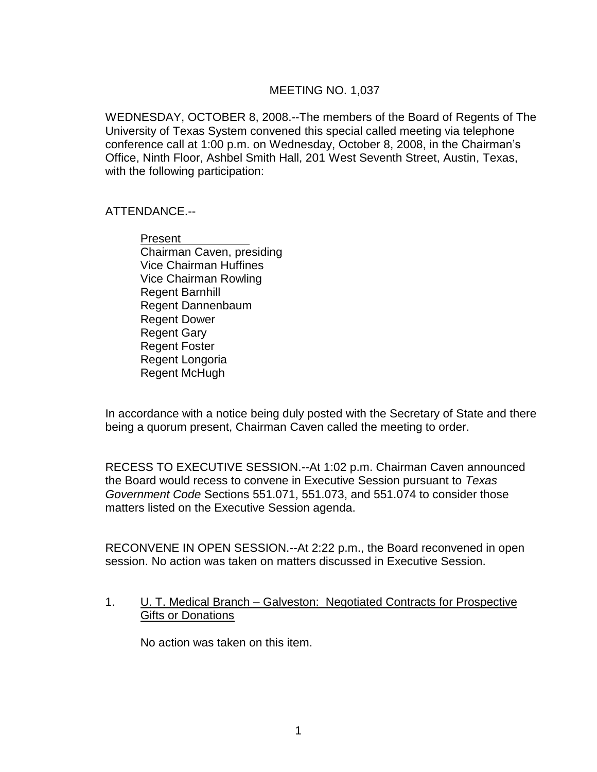MEETING NO. 1,037

WEDNESDAY, OCTOBER 8, 2008.--The members of the Board of Regents of The University of Texas System convened this special called meeting via telephone conference call at 1:00 p.m. on Wednesday, October 8, 2008, in the Chairman's Office, Ninth Floor, Ashbel Smith Hall, 201 West Seventh Street, Austin, Texas, with the following participation:

ATTENDANCE.--

Present
Chairman Caven, presiding
Vice Chairman Huffines
Vice Chairman Rowling
Regent Barnhill
Regent Dannenbaum
Regent Dower
Regent Gary
Regent Foster
Regent Longoria
Regent McHugh

In accordance with a notice being duly posted with the Secretary of State and there being a quorum present, Chairman Caven called the meeting to order.

RECESS TO EXECUTIVE SESSION.--At 1:02 p.m. Chairman Caven announced the Board would recess to convene in Executive Session pursuant to *Texas Government Code* Sections 551.071, 551.073, and 551.074 to consider those matters listed on the Executive Session agenda.

RECONVENE IN OPEN SESSION.--At 2:22 p.m., the Board reconvened in open session. No action was taken on matters discussed in Executive Session.

1. U. T. Medical Branch – Galveston: Negotiated Contracts for Prospective Gifts or Donations

   No action was taken on this item.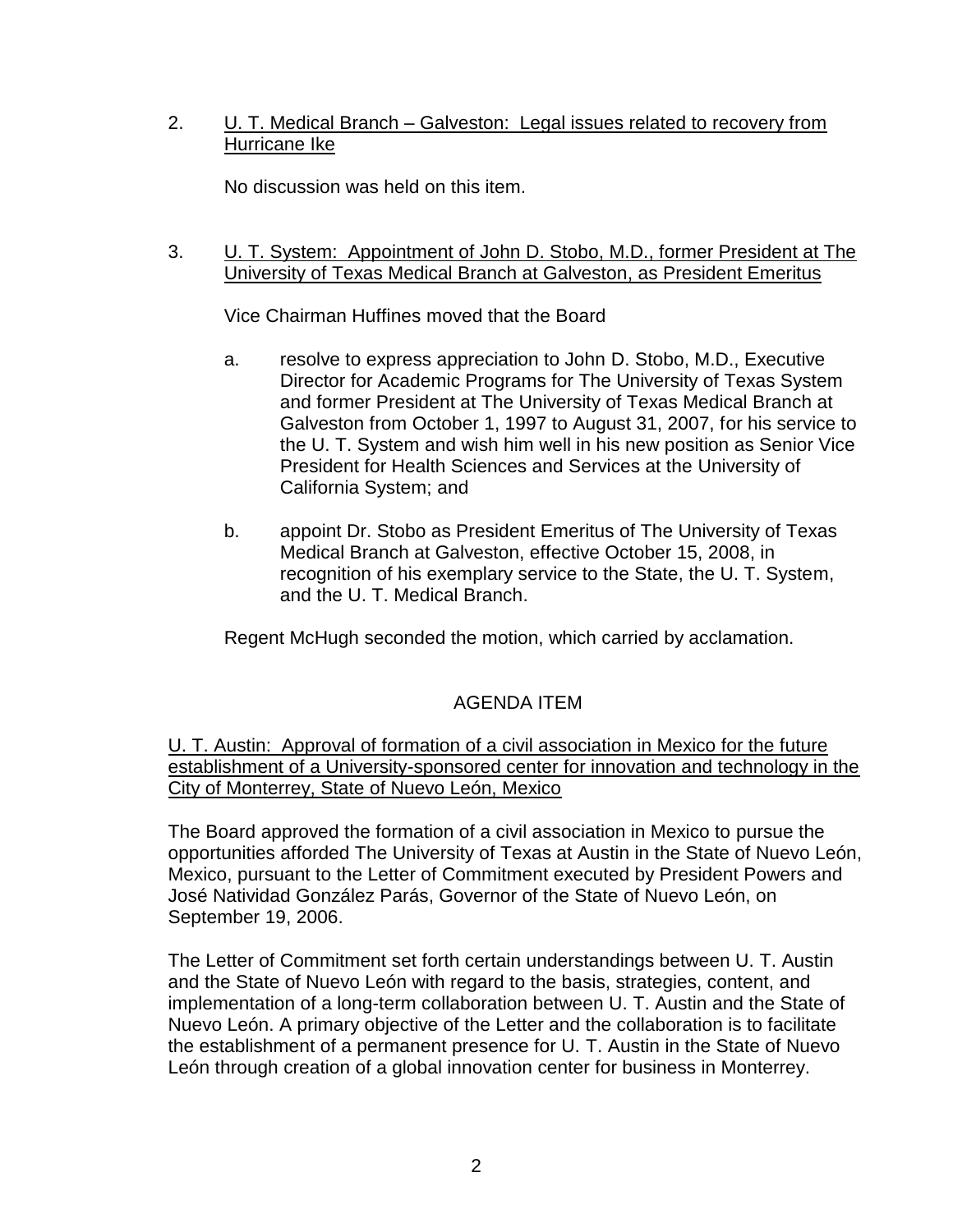2. <u>U. T. Medical Branch – Galveston: Legal issues related to recovery from Hurricane Ike</u>

   No discussion was held on this item.

3. <u>U. T. System: Appointment of John D. Stobo, M.D., former President at The University of Texas Medical Branch at Galveston, as President Emeritus</u>

   Vice Chairman Huffines moved that the Board

   a. resolve to express appreciation to John D. Stobo, M.D., Executive Director for Academic Programs for The University of Texas System and former President at The University of Texas Medical Branch at Galveston from October 1, 1997 to August 31, 2007, for his service to the U. T. System and wish him well in his new position as Senior Vice President for Health Sciences and Services at the University of California System; and

   b. appoint Dr. Stobo as President Emeritus of The University of Texas Medical Branch at Galveston, effective October 15, 2008, in recognition of his exemplary service to the State, the U. T. System, and the U. T. Medical Branch.

   Regent McHugh seconded the motion, which carried by acclamation.

## AGENDA ITEM

<u>U. T. Austin: Approval of formation of a civil association in Mexico for the future establishment of a University-sponsored center for innovation and technology in the City of Monterrey, State of Nuevo León, Mexico</u>

The Board approved the formation of a civil association in Mexico to pursue the opportunities afforded The University of Texas at Austin in the State of Nuevo León, Mexico, pursuant to the Letter of Commitment executed by President Powers and José Natividad González Parás, Governor of the State of Nuevo León, on September 19, 2006.

The Letter of Commitment set forth certain understandings between U. T. Austin and the State of Nuevo León with regard to the basis, strategies, content, and implementation of a long-term collaboration between U. T. Austin and the State of Nuevo León. A primary objective of the Letter and the collaboration is to facilitate the establishment of a permanent presence for U. T. Austin in the State of Nuevo León through creation of a global innovation center for business in Monterrey.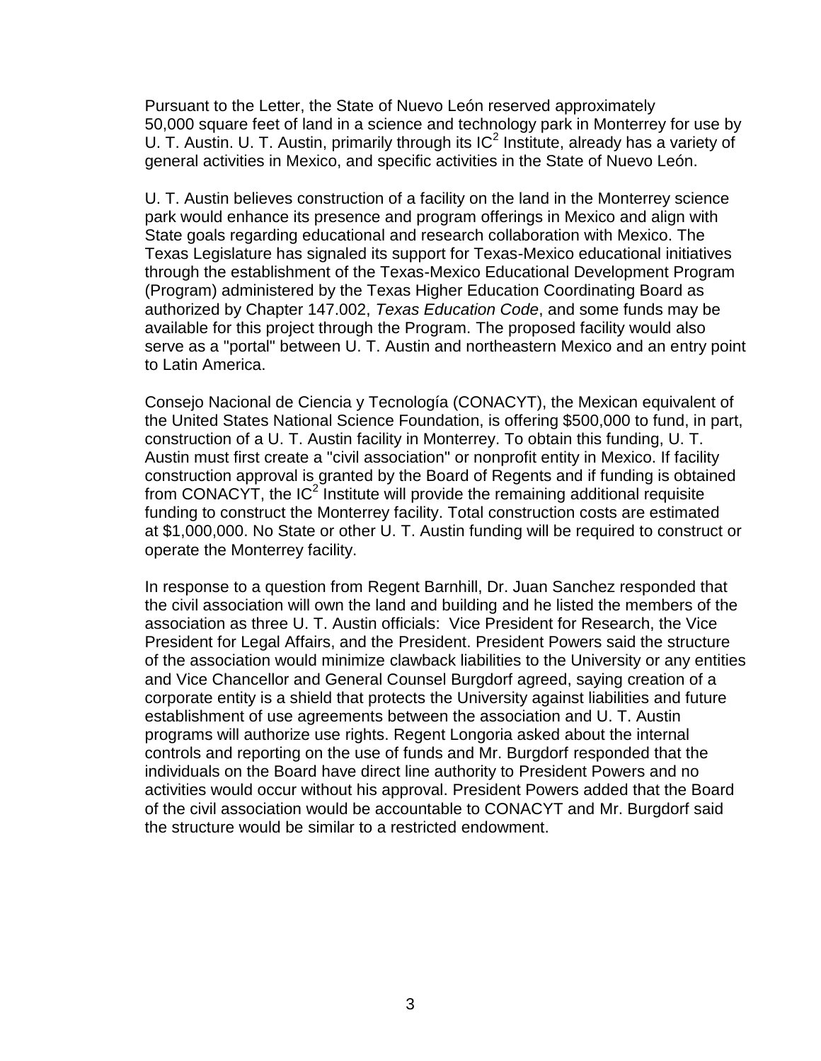Pursuant to the Letter, the State of Nuevo León reserved approximately 50,000 square feet of land in a science and technology park in Monterrey for use by U. T. Austin. U. T. Austin, primarily through its $IC^2$ Institute, already has a variety of general activities in Mexico, and specific activities in the State of Nuevo León.

U. T. Austin believes construction of a facility on the land in the Monterrey science park would enhance its presence and program offerings in Mexico and align with State goals regarding educational and research collaboration with Mexico. The Texas Legislature has signaled its support for Texas-Mexico educational initiatives through the establishment of the Texas-Mexico Educational Development Program (Program) administered by the Texas Higher Education Coordinating Board as authorized by Chapter 147.002, *Texas Education Code*, and some funds may be available for this project through the Program. The proposed facility would also serve as a "portal" between U. T. Austin and northeastern Mexico and an entry point to Latin America.

Consejo Nacional de Ciencia y Tecnología (CONACYT), the Mexican equivalent of the United States National Science Foundation, is offering $500,000 to fund, in part, construction of a U. T. Austin facility in Monterrey. To obtain this funding, U. T. Austin must first create a "civil association" or nonprofit entity in Mexico. If facility construction approval is granted by the Board of Regents and if funding is obtained from CONACYT, the $IC^2$ Institute will provide the remaining additional requisite funding to construct the Monterrey facility. Total construction costs are estimated at $1,000,000. No State or other U. T. Austin funding will be required to construct or operate the Monterrey facility.

In response to a question from Regent Barnhill, Dr. Juan Sanchez responded that the civil association will own the land and building and he listed the members of the association as three U. T. Austin officials: Vice President for Research, the Vice President for Legal Affairs, and the President. President Powers said the structure of the association would minimize clawback liabilities to the University or any entities and Vice Chancellor and General Counsel Burgdorf agreed, saying creation of a corporate entity is a shield that protects the University against liabilities and future establishment of use agreements between the association and U. T. Austin programs will authorize use rights. Regent Longoria asked about the internal controls and reporting on the use of funds and Mr. Burgdorf responded that the individuals on the Board have direct line authority to President Powers and no activities would occur without his approval. President Powers added that the Board of the civil association would be accountable to CONACYT and Mr. Burgdorf said the structure would be similar to a restricted endowment.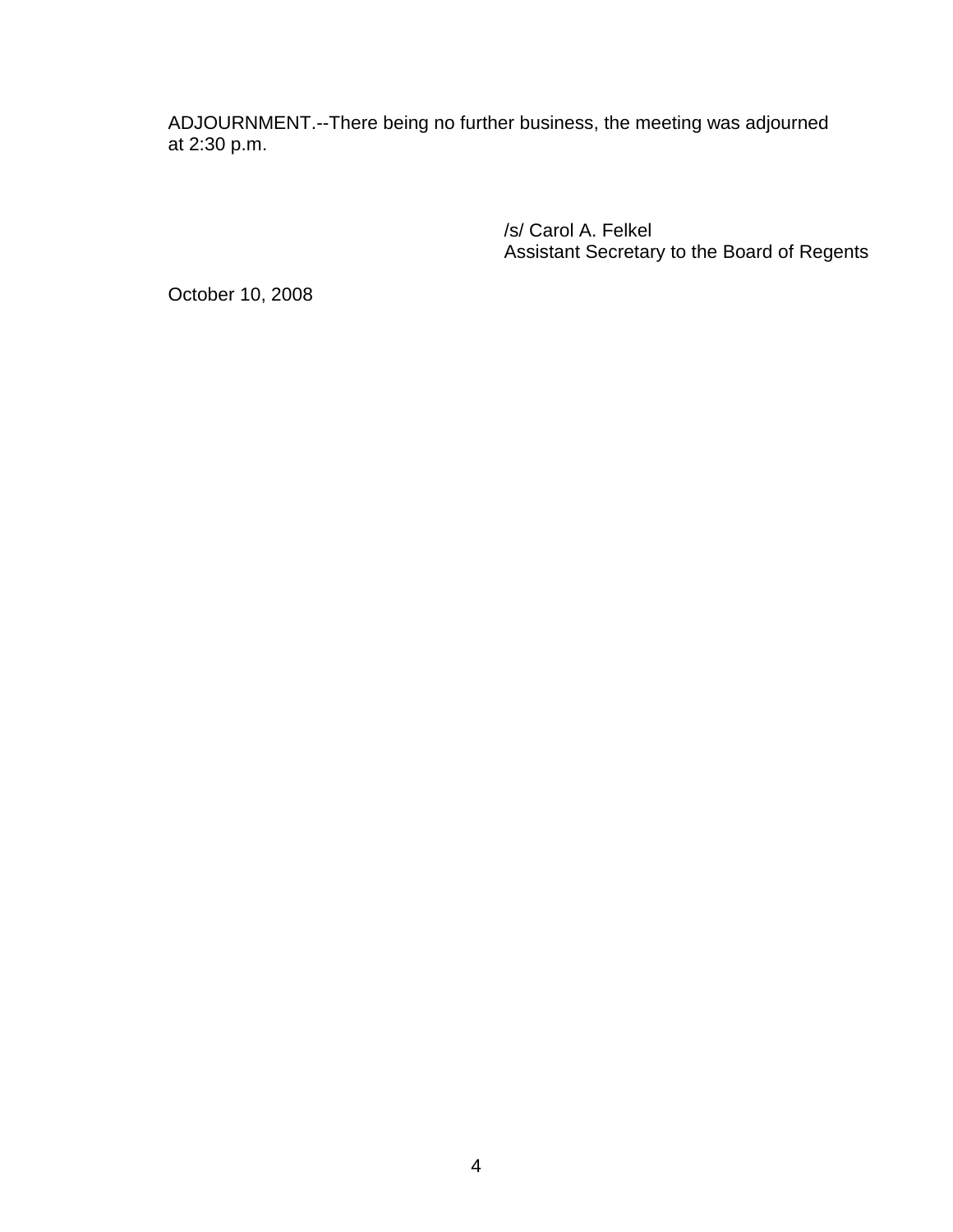ADJOURNMENT.--There being no further business, the meeting was adjourned at 2:30 p.m.

/s/ Carol A. Felkel
Assistant Secretary to the Board of Regents

October 10, 2008